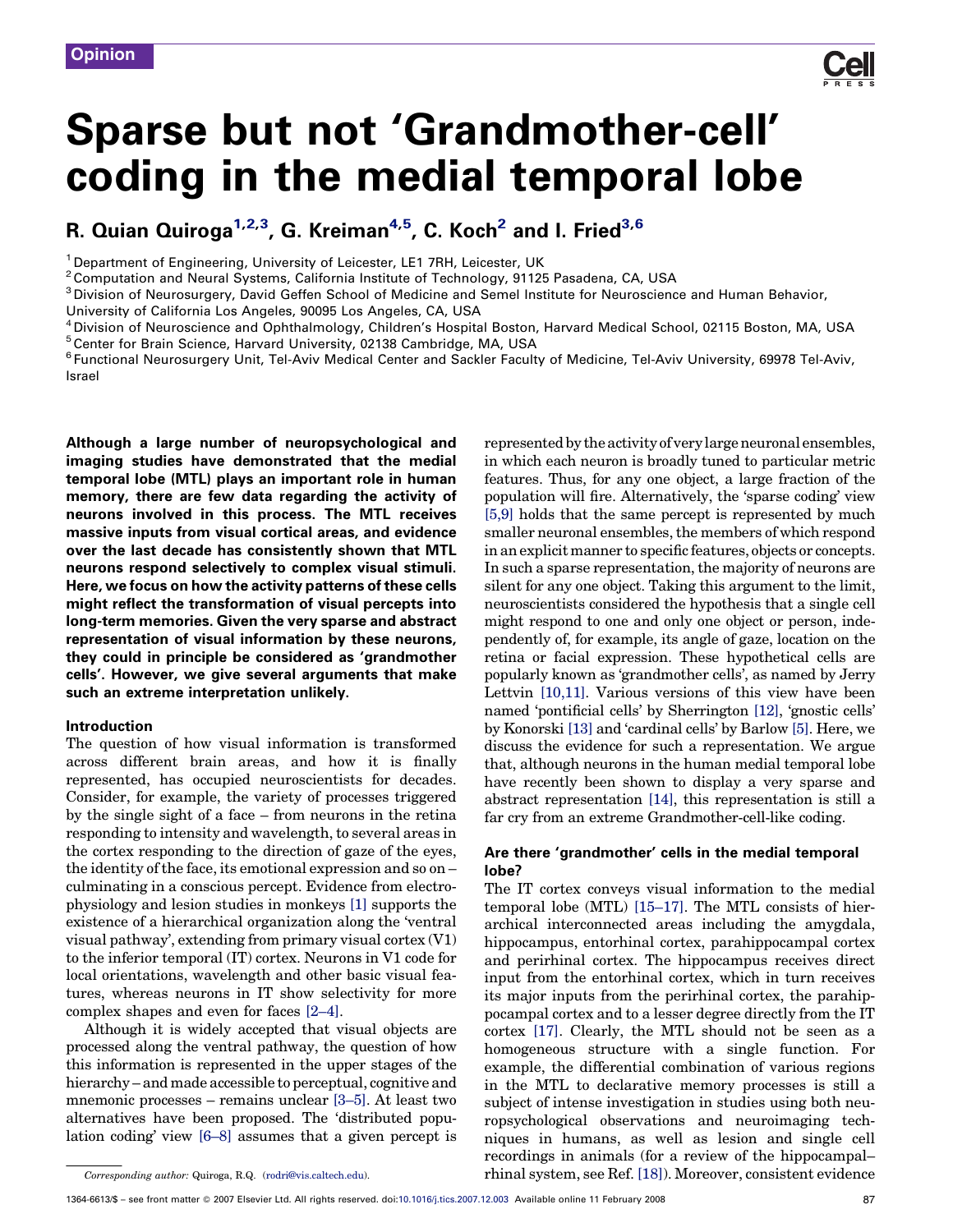Opinion

# Sparse but not 'Grandmother-cell' coding in the medial temporal lobe

R. Quian Quiroga[1,2,3], G. Kreiman[4,5], C. Koch[2] and I. Fried[3,6]

[1] Department of Engineering, University of Leicester, LE1 7RH, Leicester, UK
[2] Computation and Neural Systems, California Institute of Technology, 91125 Pasadena, CA, USA
[3] Division of Neurosurgery, David Geffen School of Medicine and Semel Institute for Neuroscience and Human Behavior, University of California Los Angeles, 90095 Los Angeles, CA, USA
[4] Division of Neuroscience and Ophthalmology, Children's Hospital Boston, Harvard Medical School, 02115 Boston, MA, USA
[5] Center for Brain Science, Harvard University, 02138 Cambridge, MA, USA
[6] Functional Neurosurgery Unit, Tel-Aviv Medical Center and Sackler Faculty of Medicine, Tel-Aviv University, 69978 Tel-Aviv, Israel

**Although a large number of neuropsychological and imaging studies have demonstrated that the medial temporal lobe (MTL) plays an important role in human memory, there are few data regarding the activity of neurons involved in this process. The MTL receives massive inputs from visual cortical areas, and evidence over the last decade has consistently shown that MTL neurons respond selectively to complex visual stimuli. Here, we focus on how the activity patterns of these cells might reflect the transformation of visual percepts into long-term memories. Given the very sparse and abstract representation of visual information by these neurons, they could in principle be considered as 'grandmother cells'. However, we give several arguments that make such an extreme interpretation unlikely.**

## Introduction

The question of how visual information is transformed across different brain areas, and how it is finally represented, has occupied neuroscientists for decades. Consider, for example, the variety of processes triggered by the single sight of a face – from neurons in the retina responding to intensity and wavelength, to several areas in the cortex responding to the direction of gaze of the eyes, the identity of the face, its emotional expression and so on – culminating in a conscious percept. Evidence from electrophysiology and lesion studies in monkeys [1] supports the existence of a hierarchical organization along the 'ventral visual pathway', extending from primary visual cortex (V1) to the inferior temporal (IT) cortex. Neurons in V1 code for local orientations, wavelength and other basic visual features, whereas neurons in IT show selectivity for more complex shapes and even for faces [2–4].

Although it is widely accepted that visual objects are processed along the ventral pathway, the question of how this information is represented in the upper stages of the hierarchy – and made accessible to perceptual, cognitive and mnemonic processes – remains unclear [3–5]. At least two alternatives have been proposed. The 'distributed population coding' view [6–8] assumes that a given percept is represented by the activity of very large neuronal ensembles, in which each neuron is broadly tuned to particular metric features. Thus, for any one object, a large fraction of the population will fire. Alternatively, the 'sparse coding' view [5,9] holds that the same percept is represented by much smaller neuronal ensembles, the members of which respond in an explicit manner to specific features, objects or concepts. In such a sparse representation, the majority of neurons are silent for any one object. Taking this argument to the limit, neuroscientists considered the hypothesis that a single cell might respond to one and only one object or person, independently of, for example, its angle of gaze, location on the retina or facial expression. These hypothetical cells are popularly known as 'grandmother cells', as named by Jerry Lettvin [10,11]. Various versions of this view have been named 'pontificial cells' by Sherrington [12], 'gnostic cells' by Konorski [13] and 'cardinal cells' by Barlow [5]. Here, we discuss the evidence for such a representation. We argue that, although neurons in the human medial temporal lobe have recently been shown to display a very sparse and abstract representation [14], this representation is still a far cry from an extreme Grandmother-cell-like coding.

## Are there 'grandmother' cells in the medial temporal lobe?

The IT cortex conveys visual information to the medial temporal lobe (MTL) [15–17]. The MTL consists of hierarchical interconnected areas including the amygdala, hippocampus, entorhinal cortex, parahippocampal cortex and perirhinal cortex. The hippocampus receives direct input from the entorhinal cortex, which in turn receives its major inputs from the perirhinal cortex, the parahippocampal cortex and to a lesser degree directly from the IT cortex [17]. Clearly, the MTL should not be seen as a homogeneous structure with a single function. For example, the differential combination of various regions in the MTL to declarative memory processes is still a subject of intense investigation in studies using both neuropsychological observations and neuroimaging techniques in humans, as well as lesion and single cell recordings in animals (for a review of the hippocampal–rhinal system, see Ref. [18]). Moreover, consistent evidence

*Corresponding author:* Quiroga, R.Q. (rodri@vis.caltech.edu).

1364-6613/$ - see front matter © 2007 Elsevier Ltd. All rights reserved. doi:10.1016/j.tics.2007.12.003 Available online 11 February 2008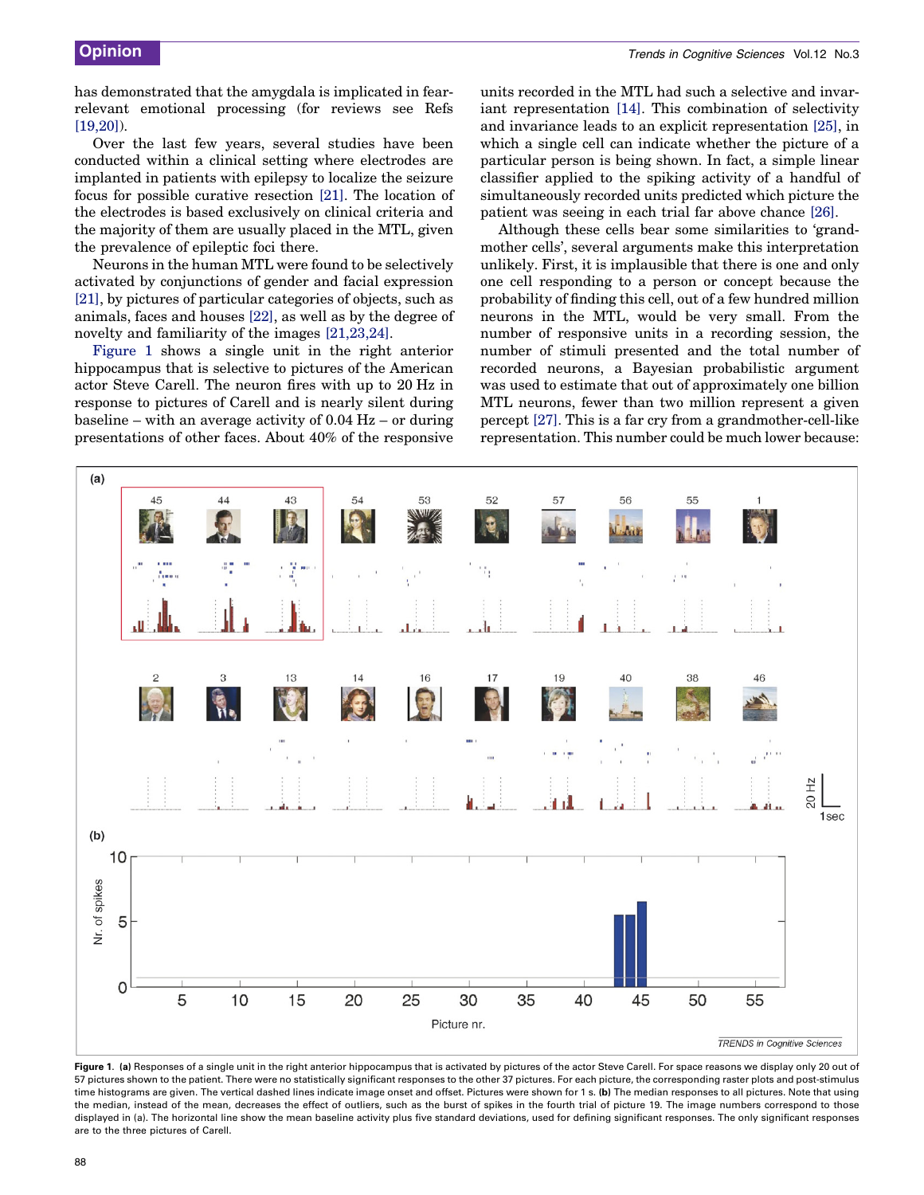has demonstrated that the amygdala is implicated in fear-relevant emotional processing (for reviews see Refs [19,20]).

Over the last few years, several studies have been conducted within a clinical setting where electrodes are implanted in patients with epilepsy to localize the seizure focus for possible curative resection [21]. The location of the electrodes is based exclusively on clinical criteria and the majority of them are usually placed in the MTL, given the prevalence of epileptic foci there.

Neurons in the human MTL were found to be selectively activated by conjunctions of gender and facial expression [21], by pictures of particular categories of objects, such as animals, faces and houses [22], as well as by the degree of novelty and familiarity of the images [21,23,24].

Figure 1 shows a single unit in the right anterior hippocampus that is selective to pictures of the American actor Steve Carell. The neuron fires with up to 20 Hz in response to pictures of Carell and is nearly silent during baseline – with an average activity of 0.04 Hz – or during presentations of other faces. About 40% of the responsive units recorded in the MTL had such a selective and invariant representation [14]. This combination of selectivity and invariance leads to an explicit representation [25], in which a single cell can indicate whether the picture of a particular person is being shown. In fact, a simple linear classifier applied to the spiking activity of a handful of simultaneously recorded units predicted which picture the patient was seeing in each trial far above chance [26].

Although these cells bear some similarities to 'grandmother cells', several arguments make this interpretation unlikely. First, it is implausible that there is one and only one cell responding to a person or concept because the probability of finding this cell, out of a few hundred million neurons in the MTL, would be very small. From the number of responsive units in a recording session, the number of stimuli presented and the total number of recorded neurons, a Bayesian probabilistic argument was used to estimate that out of approximately one billion MTL neurons, fewer than two million represent a given percept [27]. This is a far cry from a grandmother-cell-like representation. This number could be much lower because:

**Figure 1.** **(a)** Responses of a single unit in the right anterior hippocampus that is activated by pictures of the actor Steve Carell. For space reasons we display only 20 out of 57 pictures shown to the patient. There were no statistically significant responses to the other 37 pictures. For each picture, the corresponding raster plots and post-stimulus time histograms are given. The vertical dashed lines indicate image onset and offset. Pictures were shown for 1 s. **(b)** The median responses to all pictures. Note that using the median, instead of the mean, decreases the effect of outliers, such as the burst of spikes in the fourth trial of picture 19. The image numbers correspond to those displayed in (a). The horizontal line show the mean baseline activity plus five standard deviations, used for defining significant responses. The only significant responses are to the three pictures of Carell.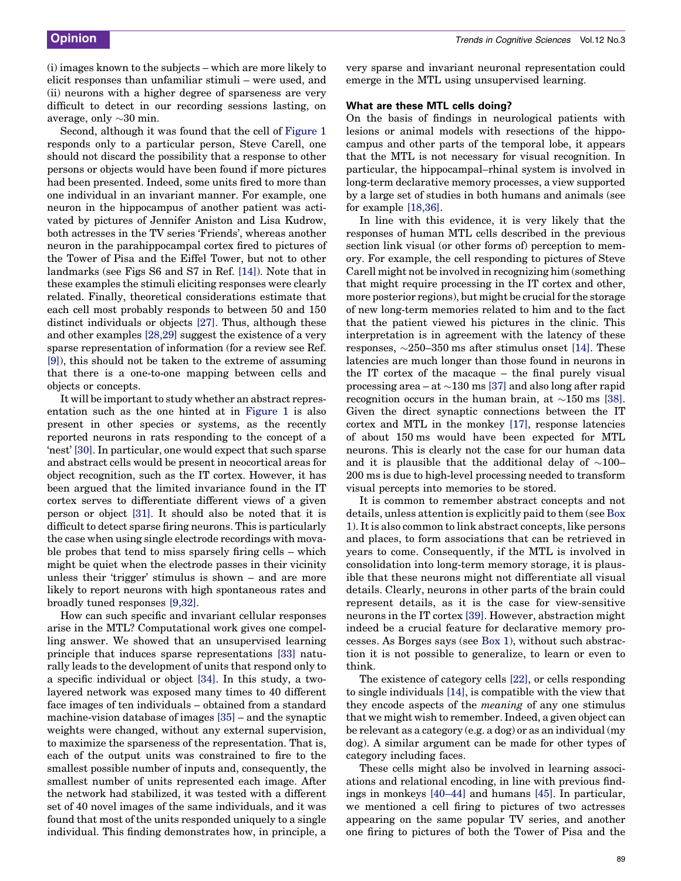(i) images known to the subjects – which are more likely to elicit responses than unfamiliar stimuli – were used, and (ii) neurons with a higher degree of sparseness are very difficult to detect in our recording sessions lasting, on average, only ~30 min.

Second, although it was found that the cell of Figure 1 responds only to a particular person, Steve Carell, one should not discard the possibility that a response to other persons or objects would have been found if more pictures had been presented. Indeed, some units fired to more than one individual in an invariant manner. For example, one neuron in the hippocampus of another patient was activated by pictures of Jennifer Aniston and Lisa Kudrow, both actresses in the TV series 'Friends', whereas another neuron in the parahippocampal cortex fired to pictures of the Tower of Pisa and the Eiffel Tower, but not to other landmarks (see Figs S6 and S7 in Ref. [14]). Note that in these examples the stimuli eliciting responses were clearly related. Finally, theoretical considerations estimate that each cell most probably responds to between 50 and 150 distinct individuals or objects [27]. Thus, although these and other examples [28,29] suggest the existence of a very sparse representation of information (for a review see Ref. [9]), this should not be taken to the extreme of assuming that there is a one-to-one mapping between cells and objects or concepts.

It will be important to study whether an abstract representation such as the one hinted at in Figure 1 is also present in other species or systems, as the recently reported neurons in rats responding to the concept of a 'nest' [30]. In particular, one would expect that such sparse and abstract cells would be present in neocortical areas for object recognition, such as the IT cortex. However, it has been argued that the limited invariance found in the IT cortex serves to differentiate different views of a given person or object [31]. It should also be noted that it is difficult to detect sparse firing neurons. This is particularly the case when using single electrode recordings with movable probes that tend to miss sparsely firing cells – which might be quiet when the electrode passes in their vicinity unless their 'trigger' stimulus is shown – and are more likely to report neurons with high spontaneous rates and broadly tuned responses [9,32].

How can such specific and invariant cellular responses arise in the MTL? Computational work gives one compelling answer. We showed that an unsupervised learning principle that induces sparse representations [33] naturally leads to the development of units that respond only to a specific individual or object [34]. In this study, a two-layered network was exposed many times to 40 different face images of ten individuals – obtained from a standard machine-vision database of images [35] – and the synaptic weights were changed, without any external supervision, to maximize the sparseness of the representation. That is, each of the output units was constrained to fire to the smallest possible number of inputs and, consequently, the smallest number of units represented each image. After the network had stabilized, it was tested with a different set of 40 novel images of the same individuals, and it was found that most of the units responded uniquely to a single individual. This finding demonstrates how, in principle, a very sparse and invariant neuronal representation could emerge in the MTL using unsupervised learning.

### What are these MTL cells doing?

On the basis of findings in neurological patients with lesions or animal models with resections of the hippocampus and other parts of the temporal lobe, it appears that the MTL is not necessary for visual recognition. In particular, the hippocampal–rhinal system is involved in long-term declarative memory processes, a view supported by a large set of studies in both humans and animals (see for example [18,36].

In line with this evidence, it is very likely that the responses of human MTL cells described in the previous section link visual (or other forms of) perception to memory. For example, the cell responding to pictures of Steve Carell might not be involved in recognizing him (something that might require processing in the IT cortex and other, more posterior regions), but might be crucial for the storage of new long-term memories related to him and to the fact that the patient viewed his pictures in the clinic. This interpretation is in agreement with the latency of these responses, ~250–350 ms after stimulus onset [14]. These latencies are much longer than those found in neurons in the IT cortex of the macaque – the final purely visual processing area – at ~130 ms [37] and also long after rapid recognition occurs in the human brain, at ~150 ms [38]. Given the direct synaptic connections between the IT cortex and MTL in the monkey [17], response latencies of about 150 ms would have been expected for MTL neurons. This is clearly not the case for our human data and it is plausible that the additional delay of ~100–200 ms is due to high-level processing needed to transform visual percepts into memories to be stored.

It is common to remember abstract concepts and not details, unless attention is explicitly paid to them (see Box 1). It is also common to link abstract concepts, like persons and places, to form associations that can be retrieved in years to come. Consequently, if the MTL is involved in consolidation into long-term memory storage, it is plausible that these neurons might not differentiate all visual details. Clearly, neurons in other parts of the brain could represent details, as it is the case for view-sensitive neurons in the IT cortex [39]. However, abstraction might indeed be a crucial feature for declarative memory processes. As Borges says (see Box 1), without such abstraction it is not possible to generalize, to learn or even to think.

The existence of category cells [22], or cells responding to single individuals [14], is compatible with the view that they encode aspects of the *meaning* of any one stimulus that we might wish to remember. Indeed, a given object can be relevant as a category (e.g. a dog) or as an individual (my dog). A similar argument can be made for other types of category including faces.

These cells might also be involved in learning associations and relational encoding, in line with previous findings in monkeys [40–44] and humans [45]. In particular, we mentioned a cell firing to pictures of two actresses appearing on the same popular TV series, and another one firing to pictures of both the Tower of Pisa and the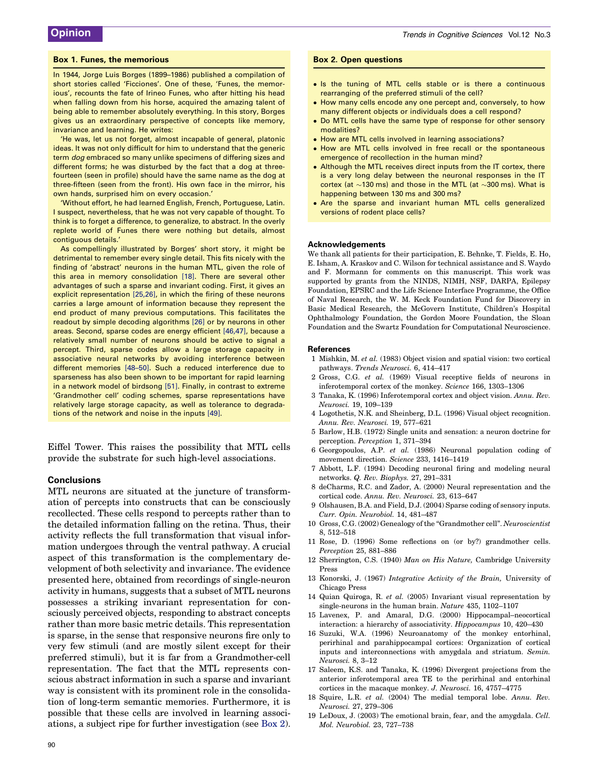### Box 1. Funes, the memorious

In 1944, Jorge Luis Borges (1899–1986) published a compilation of short stories called 'Ficciones'. One of these, 'Funes, the memorious', recounts the fate of Irineo Funes, who after hitting his head when falling down from his horse, acquired the amazing talent of being able to remember absolutely everything. In this story, Borges gives us an extraordinary perspective of concepts like memory, invariance and learning. He writes:

'He was, let us not forget, almost incapable of general, platonic ideas. It was not only difficult for him to understand that the generic term *dog* embraced so many unlike specimens of differing sizes and different forms; he was disturbed by the fact that a dog at three-fourteen (seen in profile) should have the same name as the dog at three-fifteen (seen from the front). His own face in the mirror, his own hands, surprised him on every occasion.'

'Without effort, he had learned English, French, Portuguese, Latin. I suspect, nevertheless, that he was not very capable of thought. To think is to forget a difference, to generalize, to abstract. In the overly replete world of Funes there were nothing but details, almost contiguous details.'

As compellingly illustrated by Borges' short story, it might be detrimental to remember every single detail. This fits nicely with the finding of 'abstract' neurons in the human MTL, given the role of this area in memory consolidation [18]. There are several other advantages of such a sparse and invariant coding. First, it gives an explicit representation [25,26], in which the firing of these neurons carries a large amount of information because they represent the end product of many previous computations. This facilitates the readout by simple decoding algorithms [26] or by neurons in other areas. Second, sparse codes are energy efficient [46,47], because a relatively small number of neurons should be active to signal a percept. Third, sparse codes allow a large storage capacity in associative neural networks by avoiding interference between different memories [48–50]. Such a reduced interference due to sparseness has also been shown to be important for rapid learning in a network model of birdsong [51]. Finally, in contrast to extreme 'Grandmother cell' coding schemes, sparse representations have relatively large storage capacity, as well as tolerance to degradations of the network and noise in the inputs [49].

Eiffel Tower. This raises the possibility that MTL cells provide the substrate for such high-level associations.

## Conclusions

MTL neurons are situated at the juncture of transformation of percepts into constructs that can be consciously recollected. These cells respond to percepts rather than to the detailed information falling on the retina. Thus, their activity reflects the full transformation that visual information undergoes through the ventral pathway. A crucial aspect of this transformation is the complementary development of both selectivity and invariance. The evidence presented here, obtained from recordings of single-neuron activity in humans, suggests that a subset of MTL neurons possesses a striking invariant representation for consciously perceived objects, responding to abstract concepts rather than more basic metric details. This representation is sparse, in the sense that responsive neurons fire only to very few stimuli (and are mostly silent except for their preferred stimuli), but it is far from a Grandmother-cell representation. The fact that the MTL represents conscious abstract information in such a sparse and invariant way is consistent with its prominent role in the consolidation of long-term semantic memories. Furthermore, it is possible that these cells are involved in learning associations, a subject ripe for further investigation (see Box 2).

### Box 2. Open questions

- Is the tuning of MTL cells stable or is there a continuous rearranging of the preferred stimuli of the cell?
- How many cells encode any one percept and, conversely, to how many different objects or individuals does a cell respond?
- Do MTL cells have the same type of response for other sensory modalities?
- How are MTL cells involved in learning associations?
- How are MTL cells involved in free recall or the spontaneous emergence of recollection in the human mind?
- Although the MTL receives direct inputs from the IT cortex, there is a very long delay between the neuronal responses in the IT cortex (at ~130 ms) and those in the MTL (at ~300 ms). What is happening between 130 ms and 300 ms?
- Are the sparse and invariant human MTL cells generalized versions of rodent place cells?

### Acknowledgements

We thank all patients for their participation, E. Behnke, T. Fields, E. Ho, E. Isham, A. Kraskov and C. Wilson for technical assistance and S. Waydo and F. Mormann for comments on this manuscript. This work was supported by grants from the NINDS, NIMH, NSF, DARPA, Epilepsy Foundation, EPSRC and the Life Science Interface Programme, the Office of Naval Research, the W. M. Keck Foundation Fund for Discovery in Basic Medical Research, the McGovern Institute, Children's Hospital Ophthalmology Foundation, the Gordon Moore Foundation, the Sloan Foundation and the Swartz Foundation for Computational Neuroscience.

### References

1. Mishkin, M. *et al.* (1983) Object vision and spatial vision: two cortical pathways. *Trends Neurosci.* 6, 414–417
2. Gross, C.G. *et al.* (1969) Visual receptive fields of neurons in inferotemporal cortex of the monkey. *Science* 166, 1303–1306
3. Tanaka, K. (1996) Inferotemporal cortex and object vision. *Annu. Rev. Neurosci.* 19, 109–139
4. Logothetis, N.K. and Sheinberg, D.L. (1996) Visual object recognition. *Annu. Rev. Neurosci.* 19, 577–621
5. Barlow, H.B. (1972) Single units and sensation: a neuron doctrine for perception. *Perception* 1, 371–394
6. Georgopoulos, A.P. *et al.* (1986) Neuronal population coding of movement direction. *Science* 233, 1416–1419
7. Abbott, L.F. (1994) Decoding neuronal firing and modeling neural networks. *Q. Rev. Biophys.* 27, 291–331
8. deCharms, R.C. and Zador, A. (2000) Neural representation and the cortical code. *Annu. Rev. Neurosci.* 23, 613–647
9. Olshausen, B.A. and Field, D.J. (2004) Sparse coding of sensory inputs. *Curr. Opin. Neurobiol.* 14, 481–487
10. Gross, C.G. (2002) Genealogy of the "Grandmother cell". *Neuroscientist* 8, 512–518
11. Rose, D. (1996) Some reflections on (or by?) grandmother cells. *Perception* 25, 881–886
12. Sherrington, C.S. (1940) *Man on His Nature,* Cambridge University Press
13. Konorski, J. (1967) *Integrative Activity of the Brain,* University of Chicago Press
14. Quian Quiroga, R. *et al.* (2005) Invariant visual representation by single-neurons in the human brain. *Nature* 435, 1102–1107
15. Lavenex, P. and Amaral, D.G. (2000) Hippocampal–neocortical interaction: a hierarchy of associativity. *Hippocampus* 10, 420–430
16. Suzuki, W.A. (1996) Neuroanatomy of the monkey entorhinal, perirhinal and parahippocampal cortices: Organization of cortical inputs and interconnections with amygdala and striatum. *Semin. Neurosci.* 8, 3–12
17. Saleem, K.S. and Tanaka, K. (1996) Divergent projections from the anterior inferotemporal area TE to the perirhinal and entorhinal cortices in the macaque monkey. *J. Neurosci.* 16, 4757–4775
18. Squire, L.R. *et al.* (2004) The medial temporal lobe. *Annu. Rev. Neurosci.* 27, 279–306
19. LeDoux, J. (2003) The emotional brain, fear, and the amygdala. *Cell. Mol. Neurobiol.* 23, 727–738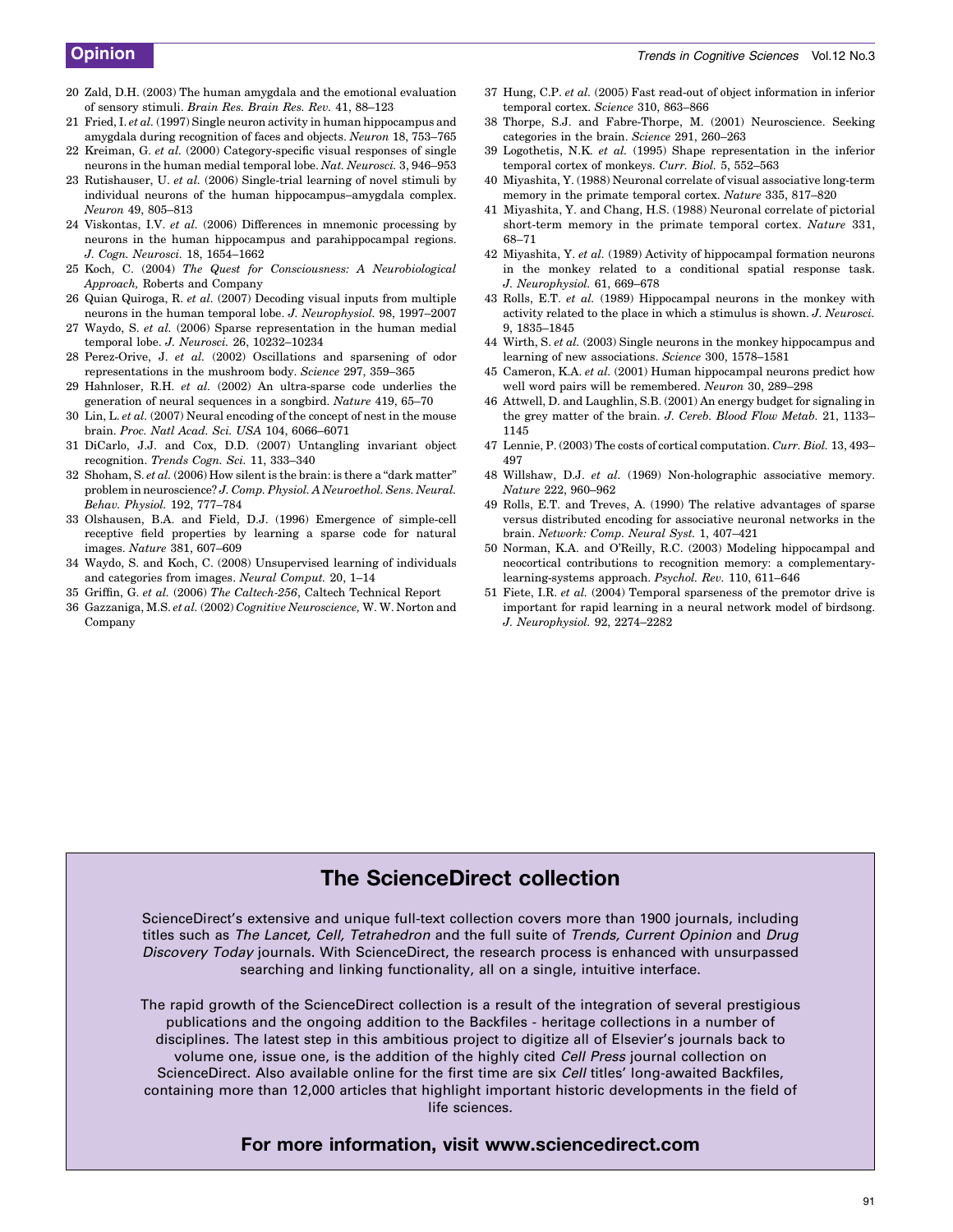20 Zald, D.H. (2003) The human amygdala and the emotional evaluation of sensory stimuli. *Brain Res. Brain Res. Rev.* 41, 88–123

21 Fried, I. *et al.* (1997) Single neuron activity in human hippocampus and amygdala during recognition of faces and objects. *Neuron* 18, 753–765

22 Kreiman, G. *et al.* (2000) Category-specific visual responses of single neurons in the human medial temporal lobe. *Nat. Neurosci.* 3, 946–953

23 Rutishauser, U. *et al.* (2006) Single-trial learning of novel stimuli by individual neurons of the human hippocampus–amygdala complex. *Neuron* 49, 805–813

24 Viskontas, I.V. *et al.* (2006) Differences in mnemonic processing by neurons in the human hippocampus and parahippocampal regions. *J. Cogn. Neurosci.* 18, 1654–1662

25 Koch, C. (2004) *The Quest for Consciousness: A Neurobiological Approach,* Roberts and Company

26 Quian Quiroga, R. *et al.* (2007) Decoding visual inputs from multiple neurons in the human temporal lobe. *J. Neurophysiol.* 98, 1997–2007

27 Waydo, S. *et al.* (2006) Sparse representation in the human medial temporal lobe. *J. Neurosci.* 26, 10232–10234

28 Perez-Orive, J. *et al.* (2002) Oscillations and sparsening of odor representations in the mushroom body. *Science* 297, 359–365

29 Hahnloser, R.H. *et al.* (2002) An ultra-sparse code underlies the generation of neural sequences in a songbird. *Nature* 419, 65–70

30 Lin, L. *et al.* (2007) Neural encoding of the concept of nest in the mouse brain. *Proc. Natl Acad. Sci. USA* 104, 6066–6071

31 DiCarlo, J.J. and Cox, D.D. (2007) Untangling invariant object recognition. *Trends Cogn. Sci.* 11, 333–340

32 Shoham, S. *et al.* (2006) How silent is the brain: is there a "dark matter" problem in neuroscience? *J. Comp. Physiol. A Neuroethol. Sens. Neural. Behav. Physiol.* 192, 777–784

33 Olshausen, B.A. and Field, D.J. (1996) Emergence of simple-cell receptive field properties by learning a sparse code for natural images. *Nature* 381, 607–609

34 Waydo, S. and Koch, C. (2008) Unsupervised learning of individuals and categories from images. *Neural Comput.* 20, 1–14

35 Griffin, G. *et al.* (2006) *The Caltech-256*, Caltech Technical Report

36 Gazzaniga, M.S. *et al.* (2002) *Cognitive Neuroscience,* W. W. Norton and Company

37 Hung, C.P. *et al.* (2005) Fast read-out of object information in inferior temporal cortex. *Science* 310, 863–866

38 Thorpe, S.J. and Fabre-Thorpe, M. (2001) Neuroscience. Seeking categories in the brain. *Science* 291, 260–263

39 Logothetis, N.K. *et al.* (1995) Shape representation in the inferior temporal cortex of monkeys. *Curr. Biol.* 5, 552–563

40 Miyashita, Y. (1988) Neuronal correlate of visual associative long-term memory in the primate temporal cortex. *Nature* 335, 817–820

41 Miyashita, Y. and Chang, H.S. (1988) Neuronal correlate of pictorial short-term memory in the primate temporal cortex. *Nature* 331, 68–71

42 Miyashita, Y. *et al.* (1989) Activity of hippocampal formation neurons in the monkey related to a conditional spatial response task. *J. Neurophysiol.* 61, 669–678

43 Rolls, E.T. *et al.* (1989) Hippocampal neurons in the monkey with activity related to the place in which a stimulus is shown. *J. Neurosci.* 9, 1835–1845

44 Wirth, S. *et al.* (2003) Single neurons in the monkey hippocampus and learning of new associations. *Science* 300, 1578–1581

45 Cameron, K.A. *et al.* (2001) Human hippocampal neurons predict how well word pairs will be remembered. *Neuron* 30, 289–298

46 Attwell, D. and Laughlin, S.B. (2001) An energy budget for signaling in the grey matter of the brain. *J. Cereb. Blood Flow Metab.* 21, 1133–1145

47 Lennie, P. (2003) The costs of cortical computation. *Curr. Biol.* 13, 493–497

48 Willshaw, D.J. *et al.* (1969) Non-holographic associative memory. *Nature* 222, 960–962

49 Rolls, E.T. and Treves, A. (1990) The relative advantages of sparse versus distributed encoding for associative neuronal networks in the brain. *Network: Comp. Neural Syst.* 1, 407–421

50 Norman, K.A. and O'Reilly, R.C. (2003) Modeling hippocampal and neocortical contributions to recognition memory: a complementary-learning-systems approach. *Psychol. Rev.* 110, 611–646

51 Fiete, I.R. *et al.* (2004) Temporal sparseness of the premotor drive is important for rapid learning in a neural network model of birdsong. *J. Neurophysiol.* 92, 2274–2282

## The ScienceDirect collection

ScienceDirect's extensive and unique full-text collection covers more than 1900 journals, including titles such as *The Lancet, Cell, Tetrahedron* and the full suite of *Trends, Current Opinion* and *Drug Discovery Today* journals. With ScienceDirect, the research process is enhanced with unsurpassed searching and linking functionality, all on a single, intuitive interface.

The rapid growth of the ScienceDirect collection is a result of the integration of several prestigious publications and the ongoing addition to the Backfiles - heritage collections in a number of disciplines. The latest step in this ambitious project to digitize all of Elsevier's journals back to volume one, issue one, is the addition of the highly cited *Cell Press* journal collection on ScienceDirect. Also available online for the first time are six *Cell* titles' long-awaited Backfiles, containing more than 12,000 articles that highlight important historic developments in the field of life sciences.

**For more information, visit www.sciencedirect.com**